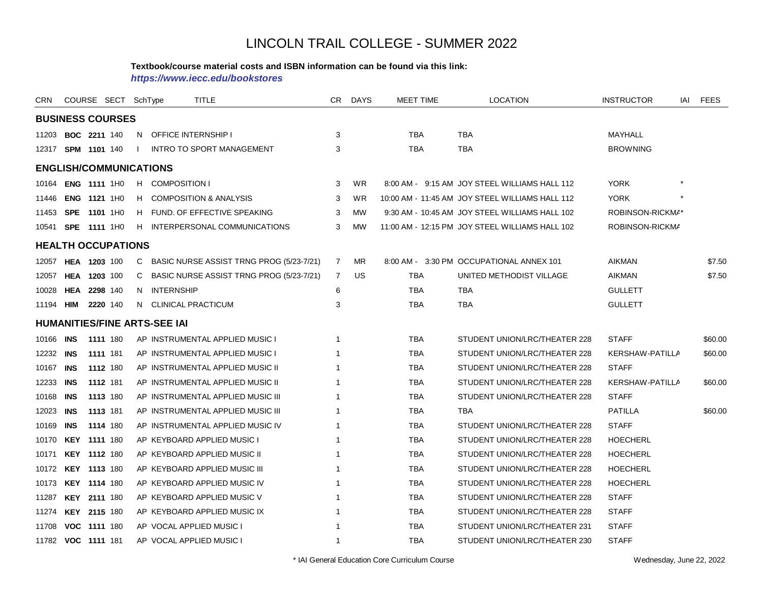# LINCOLN TRAIL COLLEGE - SUMMER 2022

**Textbook/course material costs and ISBN information can be found via this link:**
***https://www.iecc.edu/bookstores***

| CRN | COURSE | SECT | SchType | TITLE | CR | DAYS | MEET TIME | LOCATION | INSTRUCTOR | IAI | FEES |
|---|---|---|---|---|---|---|---|---|---|---|---|
| **BUSINESS COURSES** | | | | | | | | | | | |
| 11203 | **BOC 2211** | 140 | N | OFFICE INTERNSHIP I | 3 | | TBA | TBA | MAYHALL | | |
| 12317 | **SPM 1101** | 140 | I | INTRO TO SPORT MANAGEMENT | 3 | | TBA | TBA | BROWNING | | |
| **ENGLISH/COMMUNICATIONS** | | | | | | | | | | | |
| 10164 | **ENG 1111** | 1H0 | H | COMPOSITION I | 3 | WR | 8:00 AM - 9:15 AM | JOY STEEL WILLIAMS HALL 112 | YORK | * | |
| 11446 | **ENG 1121** | 1H0 | H | COMPOSITION & ANALYSIS | 3 | WR | 10:00 AM - 11:45 AM | JOY STEEL WILLIAMS HALL 112 | YORK | * | |
| 11453 | **SPE 1101** | 1H0 | H | FUND. OF EFFECTIVE SPEAKING | 3 | MW | 9:30 AM - 10:45 AM | JOY STEEL WILLIAMS HALL 102 | ROBINSON-RICKMA | * | |
| 10541 | **SPE 1111** | 1H0 | H | INTERPERSONAL COMMUNICATIONS | 3 | MW | 11:00 AM - 12:15 PM | JOY STEEL WILLIAMS HALL 102 | ROBINSON-RICKMA | | |
| **HEALTH OCCUPATIONS** | | | | | | | | | | | |
| 12057 | **HEA 1203** | 100 | C | BASIC NURSE ASSIST TRNG PROG (5/23-7/21) | 7 | MR | 8:00 AM - 3:30 PM | OCCUPATIONAL ANNEX 101 | AIKMAN | | $7.50 |
| 12057 | **HEA 1203** | 100 | C | BASIC NURSE ASSIST TRNG PROG (5/23-7/21) | 7 | US | TBA | UNITED METHODIST VILLAGE | AIKMAN | | $7.50 |
| 10028 | **HEA 2298** | 140 | N | INTERNSHIP | 6 | | TBA | TBA | GULLETT | | |
| 11194 | **HIM 2220** | 140 | N | CLINICAL PRACTICUM | 3 | | TBA | TBA | GULLETT | | |
| **HUMANITIES/FINE ARTS-SEE IAI** | | | | | | | | | | | |
| 10166 | **INS 1111** | 180 | AP | INSTRUMENTAL APPLIED MUSIC I | 1 | | TBA | STUDENT UNION/LRC/THEATER 228 | STAFF | | $60.00 |
| 12232 | **INS 1111** | 181 | AP | INSTRUMENTAL APPLIED MUSIC I | 1 | | TBA | STUDENT UNION/LRC/THEATER 228 | KERSHAW-PATILLA | | $60.00 |
| 10167 | **INS 1112** | 180 | AP | INSTRUMENTAL APPLIED MUSIC II | 1 | | TBA | STUDENT UNION/LRC/THEATER 228 | STAFF | | |
| 12233 | **INS 1112** | 181 | AP | INSTRUMENTAL APPLIED MUSIC II | 1 | | TBA | STUDENT UNION/LRC/THEATER 228 | KERSHAW-PATILLA | | $60.00 |
| 10168 | **INS 1113** | 180 | AP | INSTRUMENTAL APPLIED MUSIC III | 1 | | TBA | STUDENT UNION/LRC/THEATER 228 | STAFF | | |
| 12023 | **INS 1113** | 181 | AP | INSTRUMENTAL APPLIED MUSIC III | 1 | | TBA | TBA | PATILLA | | $60.00 |
| 10169 | **INS 1114** | 180 | AP | INSTRUMENTAL APPLIED MUSIC IV | 1 | | TBA | STUDENT UNION/LRC/THEATER 228 | STAFF | | |
| 10170 | **KEY 1111** | 180 | AP | KEYBOARD APPLIED MUSIC I | 1 | | TBA | STUDENT UNION/LRC/THEATER 228 | HOECHERL | | |
| 10171 | **KEY 1112** | 180 | AP | KEYBOARD APPLIED MUSIC II | 1 | | TBA | STUDENT UNION/LRC/THEATER 228 | HOECHERL | | |
| 10172 | **KEY 1113** | 180 | AP | KEYBOARD APPLIED MUSIC III | 1 | | TBA | STUDENT UNION/LRC/THEATER 228 | HOECHERL | | |
| 10173 | **KEY 1114** | 180 | AP | KEYBOARD APPLIED MUSIC IV | 1 | | TBA | STUDENT UNION/LRC/THEATER 228 | HOECHERL | | |
| 11287 | **KEY 2111** | 180 | AP | KEYBOARD APPLIED MUSIC V | 1 | | TBA | STUDENT UNION/LRC/THEATER 228 | STAFF | | |
| 11274 | **KEY 2115** | 180 | AP | KEYBOARD APPLIED MUSIC IX | 1 | | TBA | STUDENT UNION/LRC/THEATER 228 | STAFF | | |
| 11708 | **VOC 1111** | 180 | AP | VOCAL APPLIED MUSIC I | 1 | | TBA | STUDENT UNION/LRC/THEATER 231 | STAFF | | |
| 11782 | **VOC 1111** | 181 | AP | VOCAL APPLIED MUSIC I | 1 | | TBA | STUDENT UNION/LRC/THEATER 230 | STAFF | | |

\* IAI General Education Core Curriculum Course

Wednesday, June 22, 2022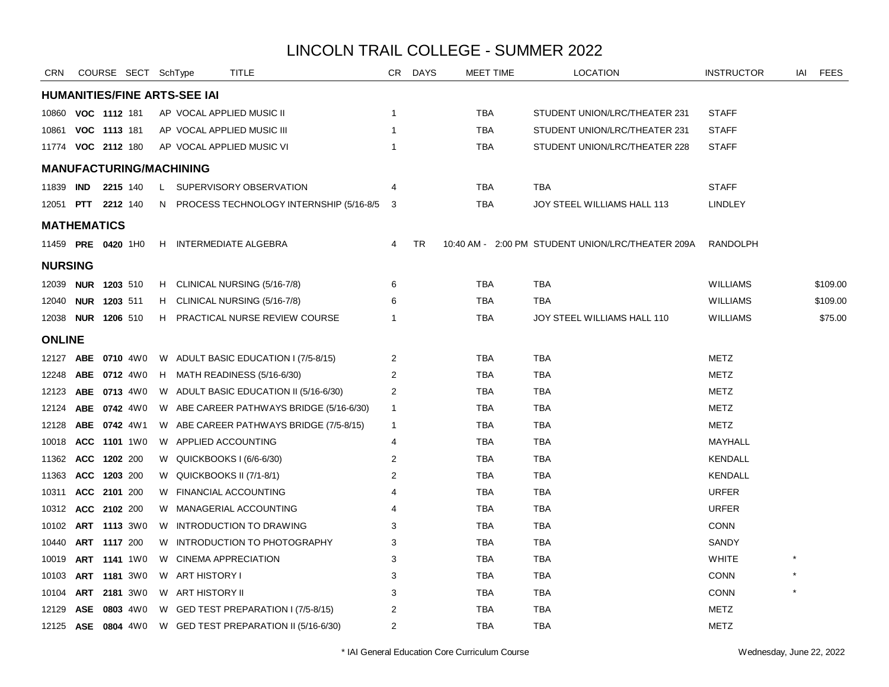# LINCOLN TRAIL COLLEGE - SUMMER 2022

| CRN | COURSE | | SECT | SchType | TITLE | CR | DAYS | MEET TIME | LOCATION | INSTRUCTOR | IAI | FEES |
|---|---|---|---|---|---|---|---|---|---|---|---|---|
| **HUMANITIES/FINE ARTS-SEE IAI** | | | | | | | | | | | | |
| 10860 | **VOC** | **1112** | 181 | AP | VOCAL APPLIED MUSIC II | 1 | | TBA | STUDENT UNION/LRC/THEATER 231 | STAFF | | |
| 10861 | **VOC** | **1113** | 181 | AP | VOCAL APPLIED MUSIC III | 1 | | TBA | STUDENT UNION/LRC/THEATER 231 | STAFF | | |
| 11774 | **VOC** | **2112** | 180 | AP | VOCAL APPLIED MUSIC VI | 1 | | TBA | STUDENT UNION/LRC/THEATER 228 | STAFF | | |
| **MANUFACTURING/MACHINING** | | | | | | | | | | | | |
| 11839 | **IND** | **2215** | 140 | L | SUPERVISORY OBSERVATION | 4 | | TBA | TBA | STAFF | | |
| 12051 | **PTT** | **2212** | 140 | N | PROCESS TECHNOLOGY INTERNSHIP (5/16-8/5 | 3 | | TBA | JOY STEEL WILLIAMS HALL 113 | LINDLEY | | |
| **MATHEMATICS** | | | | | | | | | | | | |
| 11459 | **PRE** | **0420** | 1H0 | H | INTERMEDIATE ALGEBRA | 4 | TR | 10:40 AM - 2:00 PM | STUDENT UNION/LRC/THEATER 209A | RANDOLPH | | |
| **NURSING** | | | | | | | | | | | | |
| 12039 | **NUR** | **1203** | 510 | H | CLINICAL NURSING (5/16-7/8) | 6 | | TBA | TBA | WILLIAMS | | $109.00 |
| 12040 | **NUR** | **1203** | 511 | H | CLINICAL NURSING (5/16-7/8) | 6 | | TBA | TBA | WILLIAMS | | $109.00 |
| 12038 | **NUR** | **1206** | 510 | H | PRACTICAL NURSE REVIEW COURSE | 1 | | TBA | JOY STEEL WILLIAMS HALL 110 | WILLIAMS | | $75.00 |
| **ONLINE** | | | | | | | | | | | | |
| 12127 | **ABE** | **0710** | 4W0 | W | ADULT BASIC EDUCATION I (7/5-8/15) | 2 | | TBA | TBA | METZ | | |
| 12248 | **ABE** | **0712** | 4W0 | H | MATH READINESS (5/16-6/30) | 2 | | TBA | TBA | METZ | | |
| 12123 | **ABE** | **0713** | 4W0 | W | ADULT BASIC EDUCATION II (5/16-6/30) | 2 | | TBA | TBA | METZ | | |
| 12124 | **ABE** | **0742** | 4W0 | W | ABE CAREER PATHWAYS BRIDGE (5/16-6/30) | 1 | | TBA | TBA | METZ | | |
| 12128 | **ABE** | **0742** | 4W1 | W | ABE CAREER PATHWAYS BRIDGE (7/5-8/15) | 1 | | TBA | TBA | METZ | | |
| 10018 | **ACC** | **1101** | 1W0 | W | APPLIED ACCOUNTING | 4 | | TBA | TBA | MAYHALL | | |
| 11362 | **ACC** | **1202** | 200 | W | QUICKBOOKS I (6/6-6/30) | 2 | | TBA | TBA | KENDALL | | |
| 11363 | **ACC** | **1203** | 200 | W | QUICKBOOKS II (7/1-8/1) | 2 | | TBA | TBA | KENDALL | | |
| 10311 | **ACC** | **2101** | 200 | W | FINANCIAL ACCOUNTING | 4 | | TBA | TBA | URFER | | |
| 10312 | **ACC** | **2102** | 200 | W | MANAGERIAL ACCOUNTING | 4 | | TBA | TBA | URFER | | |
| 10102 | **ART** | **1113** | 3W0 | W | INTRODUCTION TO DRAWING | 3 | | TBA | TBA | CONN | | |
| 10440 | **ART** | **1117** | 200 | W | INTRODUCTION TO PHOTOGRAPHY | 3 | | TBA | TBA | SANDY | | |
| 10019 | **ART** | **1141** | 1W0 | W | CINEMA APPRECIATION | 3 | | TBA | TBA | WHITE | * | |
| 10103 | **ART** | **1181** | 3W0 | W | ART HISTORY I | 3 | | TBA | TBA | CONN | * | |
| 10104 | **ART** | **2181** | 3W0 | W | ART HISTORY II | 3 | | TBA | TBA | CONN | * | |
| 12129 | **ASE** | **0803** | 4W0 | W | GED TEST PREPARATION I (7/5-8/15) | 2 | | TBA | TBA | METZ | | |
| 12125 | **ASE** | **0804** | 4W0 | W | GED TEST PREPARATION II (5/16-6/30) | 2 | | TBA | TBA | METZ | | |

\* IAI General Education Core Curriculum Course

Wednesday, June 22, 2022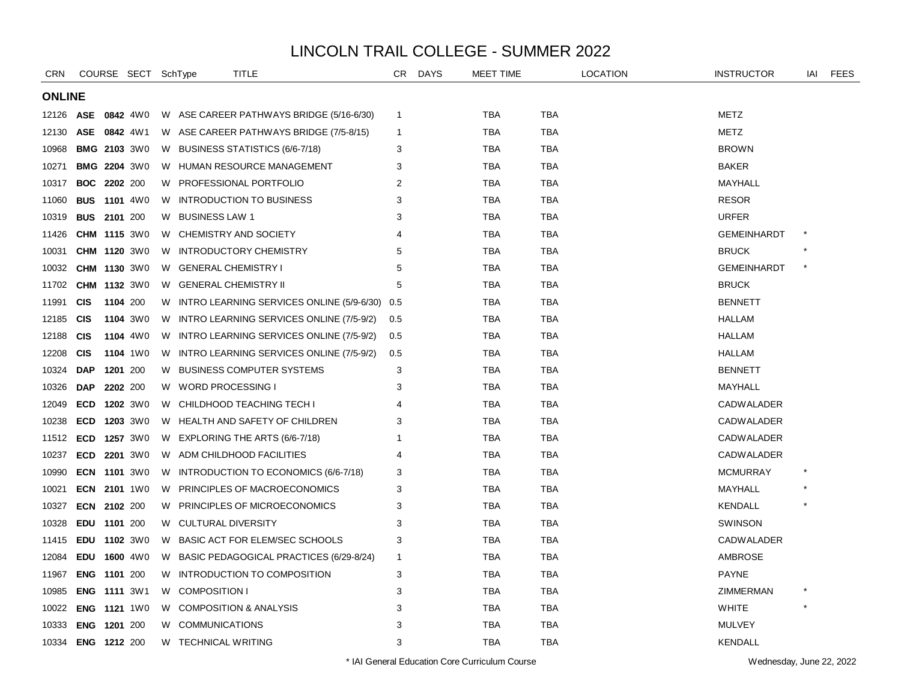# LINCOLN TRAIL COLLEGE - SUMMER 2022

## ONLINE

| CRN | COURSE | | SECT | SchType | TITLE | CR | DAYS | MEET TIME | LOCATION | INSTRUCTOR | IAI | FEES |
|---|---|---|---|---|---|---|---|---|---|---|---|---|
| 12126 | **ASE** | **0842** | 4W0 | W | ASE CAREER PATHWAYS BRIDGE (5/16-6/30) | 1 | | TBA | TBA | METZ | | |
| 12130 | **ASE** | **0842** | 4W1 | W | ASE CAREER PATHWAYS BRIDGE (7/5-8/15) | 1 | | TBA | TBA | METZ | | |
| 10968 | **BMG** | **2103** | 3W0 | W | BUSINESS STATISTICS (6/6-7/18) | 3 | | TBA | TBA | BROWN | | |
| 10271 | **BMG** | **2204** | 3W0 | W | HUMAN RESOURCE MANAGEMENT | 3 | | TBA | TBA | BAKER | | |
| 10317 | **BOC** | **2202** | 200 | W | PROFESSIONAL PORTFOLIO | 2 | | TBA | TBA | MAYHALL | | |
| 11060 | **BUS** | **1101** | 4W0 | W | INTRODUCTION TO BUSINESS | 3 | | TBA | TBA | RESOR | | |
| 10319 | **BUS** | **2101** | 200 | W | BUSINESS LAW 1 | 3 | | TBA | TBA | URFER | | |
| 11426 | **CHM** | **1115** | 3W0 | W | CHEMISTRY AND SOCIETY | 4 | | TBA | TBA | GEMEINHARDT | * | |
| 10031 | **CHM** | **1120** | 3W0 | W | INTRODUCTORY CHEMISTRY | 5 | | TBA | TBA | BRUCK | * | |
| 10032 | **CHM** | **1130** | 3W0 | W | GENERAL CHEMISTRY I | 5 | | TBA | TBA | GEMEINHARDT | * | |
| 11702 | **CHM** | **1132** | 3W0 | W | GENERAL CHEMISTRY II | 5 | | TBA | TBA | BRUCK | | |
| 11991 | **CIS** | **1104** | 200 | W | INTRO LEARNING SERVICES ONLINE (5/9-6/30) | 0.5 | | TBA | TBA | BENNETT | | |
| 12185 | **CIS** | **1104** | 3W0 | W | INTRO LEARNING SERVICES ONLINE (7/5-9/2) | 0.5 | | TBA | TBA | HALLAM | | |
| 12188 | **CIS** | **1104** | 4W0 | W | INTRO LEARNING SERVICES ONLINE (7/5-9/2) | 0.5 | | TBA | TBA | HALLAM | | |
| 12208 | **CIS** | **1104** | 1W0 | W | INTRO LEARNING SERVICES ONLINE (7/5-9/2) | 0.5 | | TBA | TBA | HALLAM | | |
| 10324 | **DAP** | **1201** | 200 | W | BUSINESS COMPUTER SYSTEMS | 3 | | TBA | TBA | BENNETT | | |
| 10326 | **DAP** | **2202** | 200 | W | WORD PROCESSING I | 3 | | TBA | TBA | MAYHALL | | |
| 12049 | **ECD** | **1202** | 3W0 | W | CHILDHOOD TEACHING TECH I | 4 | | TBA | TBA | CADWALADER | | |
| 10238 | **ECD** | **1203** | 3W0 | W | HEALTH AND SAFETY OF CHILDREN | 3 | | TBA | TBA | CADWALADER | | |
| 11512 | **ECD** | **1257** | 3W0 | W | EXPLORING THE ARTS (6/6-7/18) | 1 | | TBA | TBA | CADWALADER | | |
| 10237 | **ECD** | **2201** | 3W0 | W | ADM CHILDHOOD FACILITIES | 4 | | TBA | TBA | CADWALADER | | |
| 10990 | **ECN** | **1101** | 3W0 | W | INTRODUCTION TO ECONOMICS (6/6-7/18) | 3 | | TBA | TBA | MCMURRAY | * | |
| 10021 | **ECN** | **2101** | 1W0 | W | PRINCIPLES OF MACROECONOMICS | 3 | | TBA | TBA | MAYHALL | * | |
| 10327 | **ECN** | **2102** | 200 | W | PRINCIPLES OF MICROECONOMICS | 3 | | TBA | TBA | KENDALL | * | |
| 10328 | **EDU** | **1101** | 200 | W | CULTURAL DIVERSITY | 3 | | TBA | TBA | SWINSON | | |
| 11415 | **EDU** | **1102** | 3W0 | W | BASIC ACT FOR ELEM/SEC SCHOOLS | 3 | | TBA | TBA | CADWALADER | | |
| 12084 | **EDU** | **1600** | 4W0 | W | BASIC PEDAGOGICAL PRACTICES (6/29-8/24) | 1 | | TBA | TBA | AMBROSE | | |
| 11967 | **ENG** | **1101** | 200 | W | INTRODUCTION TO COMPOSITION | 3 | | TBA | TBA | PAYNE | | |
| 10985 | **ENG** | **1111** | 3W1 | W | COMPOSITION I | 3 | | TBA | TBA | ZIMMERMAN | * | |
| 10022 | **ENG** | **1121** | 1W0 | W | COMPOSITION & ANALYSIS | 3 | | TBA | TBA | WHITE | * | |
| 10333 | **ENG** | **1201** | 200 | W | COMMUNICATIONS | 3 | | TBA | TBA | MULVEY | | |
| 10334 | **ENG** | **1212** | 200 | W | TECHNICAL WRITING | 3 | | TBA | TBA | KENDALL | | |

\* IAI General Education Core Curriculum Course

Wednesday, June 22, 2022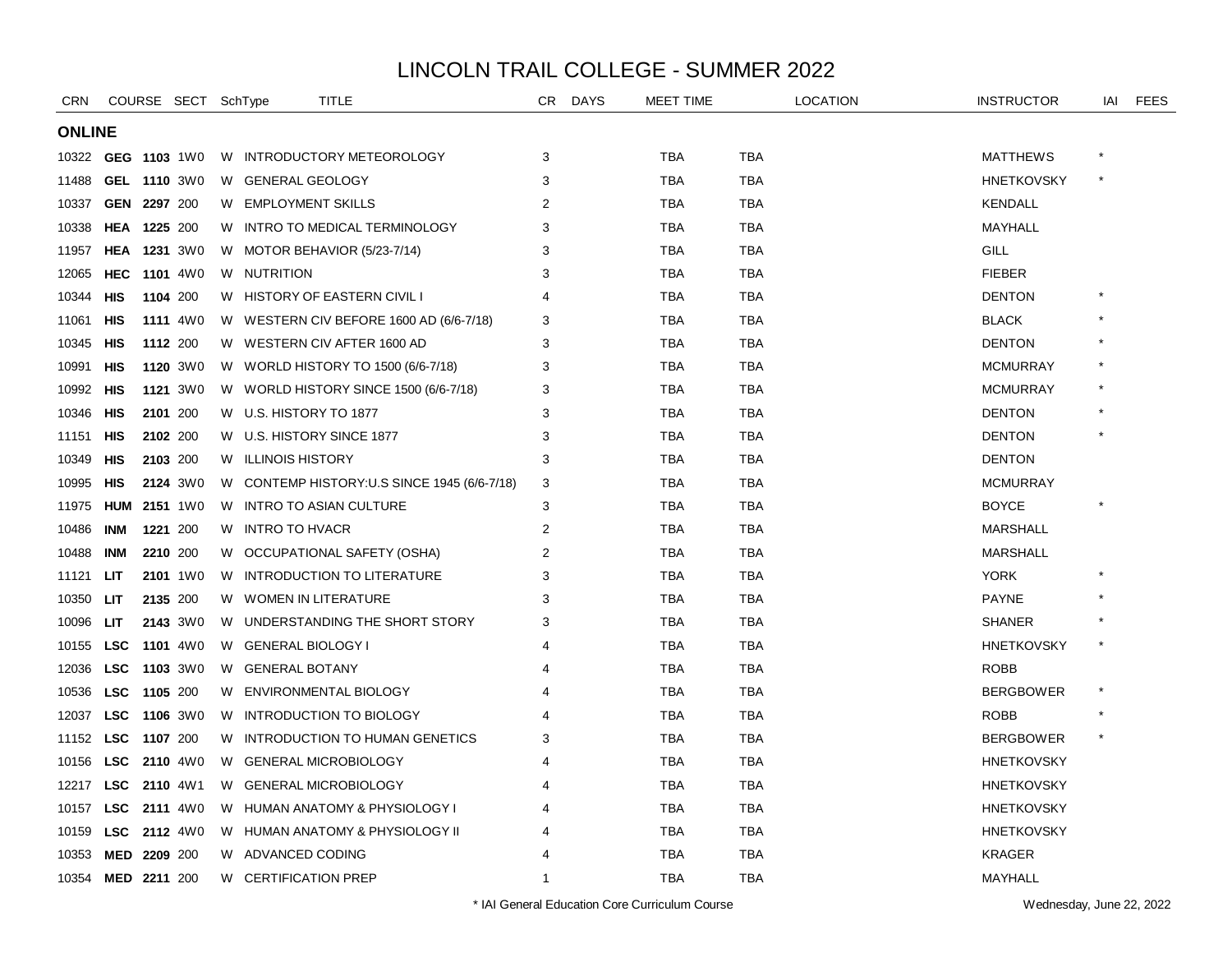// LINCOLN TRAIL COLLEGE - SUMMER 2022

| CRN | COURSE | SECT | SchType | TITLE | CR | DAYS | MEET TIME | | LOCATION | INSTRUCTOR | IAI | FEES |
|---|---|---|---|---|---|---|---|---|---|---|---|---|

## ONLINE

| CRN | COURSE | SECT | SchType | TITLE | CR | DAYS | MEET TIME | | LOCATION | INSTRUCTOR | IAI | FEES |
|---|---|---|---|---|---|---|---|---|---|---|---|---|
| 10322 | **GEG 1103** | 1W0 | W | INTRODUCTORY METEOROLOGY | 3 | | TBA | TBA | | MATTHEWS | * | |
| 11488 | **GEL 1110** | 3W0 | W | GENERAL GEOLOGY | 3 | | TBA | TBA | | HNETKOVSKY | * | |
| 10337 | **GEN 2297** | 200 | W | EMPLOYMENT SKILLS | 2 | | TBA | TBA | | KENDALL | | |
| 10338 | **HEA 1225** | 200 | W | INTRO TO MEDICAL TERMINOLOGY | 3 | | TBA | TBA | | MAYHALL | | |
| 11957 | **HEA 1231** | 3W0 | W | MOTOR BEHAVIOR (5/23-7/14) | 3 | | TBA | TBA | | GILL | | |
| 12065 | **HEC 1101** | 4W0 | W | NUTRITION | 3 | | TBA | TBA | | FIEBER | | |
| 10344 | **HIS 1104** | 200 | W | HISTORY OF EASTERN CIVIL I | 4 | | TBA | TBA | | DENTON | * | |
| 11061 | **HIS 1111** | 4W0 | W | WESTERN CIV BEFORE 1600 AD (6/6-7/18) | 3 | | TBA | TBA | | BLACK | * | |
| 10345 | **HIS 1112** | 200 | W | WESTERN CIV AFTER 1600 AD | 3 | | TBA | TBA | | DENTON | * | |
| 10991 | **HIS 1120** | 3W0 | W | WORLD HISTORY TO 1500 (6/6-7/18) | 3 | | TBA | TBA | | MCMURRAY | * | |
| 10992 | **HIS 1121** | 3W0 | W | WORLD HISTORY SINCE 1500 (6/6-7/18) | 3 | | TBA | TBA | | MCMURRAY | * | |
| 10346 | **HIS 2101** | 200 | W | U.S. HISTORY TO 1877 | 3 | | TBA | TBA | | DENTON | * | |
| 11151 | **HIS 2102** | 200 | W | U.S. HISTORY SINCE 1877 | 3 | | TBA | TBA | | DENTON | * | |
| 10349 | **HIS 2103** | 200 | W | ILLINOIS HISTORY | 3 | | TBA | TBA | | DENTON | | |
| 10995 | **HIS 2124** | 3W0 | W | CONTEMP HISTORY:U.S SINCE 1945 (6/6-7/18) | 3 | | TBA | TBA | | MCMURRAY | | |
| 11975 | **HUM 2151** | 1W0 | W | INTRO TO ASIAN CULTURE | 3 | | TBA | TBA | | BOYCE | * | |
| 10486 | **INM 1221** | 200 | W | INTRO TO HVACR | 2 | | TBA | TBA | | MARSHALL | | |
| 10488 | **INM 2210** | 200 | W | OCCUPATIONAL SAFETY (OSHA) | 2 | | TBA | TBA | | MARSHALL | | |
| 11121 | **LIT 2101** | 1W0 | W | INTRODUCTION TO LITERATURE | 3 | | TBA | TBA | | YORK | * | |
| 10350 | **LIT 2135** | 200 | W | WOMEN IN LITERATURE | 3 | | TBA | TBA | | PAYNE | * | |
| 10096 | **LIT 2143** | 3W0 | W | UNDERSTANDING THE SHORT STORY | 3 | | TBA | TBA | | SHANER | * | |
| 10155 | **LSC 1101** | 4W0 | W | GENERAL BIOLOGY I | 4 | | TBA | TBA | | HNETKOVSKY | * | |
| 12036 | **LSC 1103** | 3W0 | W | GENERAL BOTANY | 4 | | TBA | TBA | | ROBB | | |
| 10536 | **LSC 1105** | 200 | W | ENVIRONMENTAL BIOLOGY | 4 | | TBA | TBA | | BERGBOWER | * | |
| 12037 | **LSC 1106** | 3W0 | W | INTRODUCTION TO BIOLOGY | 4 | | TBA | TBA | | ROBB | * | |
| 11152 | **LSC 1107** | 200 | W | INTRODUCTION TO HUMAN GENETICS | 3 | | TBA | TBA | | BERGBOWER | * | |
| 10156 | **LSC 2110** | 4W0 | W | GENERAL MICROBIOLOGY | 4 | | TBA | TBA | | HNETKOVSKY | | |
| 12217 | **LSC 2110** | 4W1 | W | GENERAL MICROBIOLOGY | 4 | | TBA | TBA | | HNETKOVSKY | | |
| 10157 | **LSC 2111** | 4W0 | W | HUMAN ANATOMY & PHYSIOLOGY I | 4 | | TBA | TBA | | HNETKOVSKY | | |
| 10159 | **LSC 2112** | 4W0 | W | HUMAN ANATOMY & PHYSIOLOGY II | 4 | | TBA | TBA | | HNETKOVSKY | | |
| 10353 | **MED 2209** | 200 | W | ADVANCED CODING | 4 | | TBA | TBA | | KRAGER | | |
| 10354 | **MED 2211** | 200 | W | CERTIFICATION PREP | 1 | | TBA | TBA | | MAYHALL | | |

* IAI General Education Core Curriculum Course

Wednesday, June 22, 2022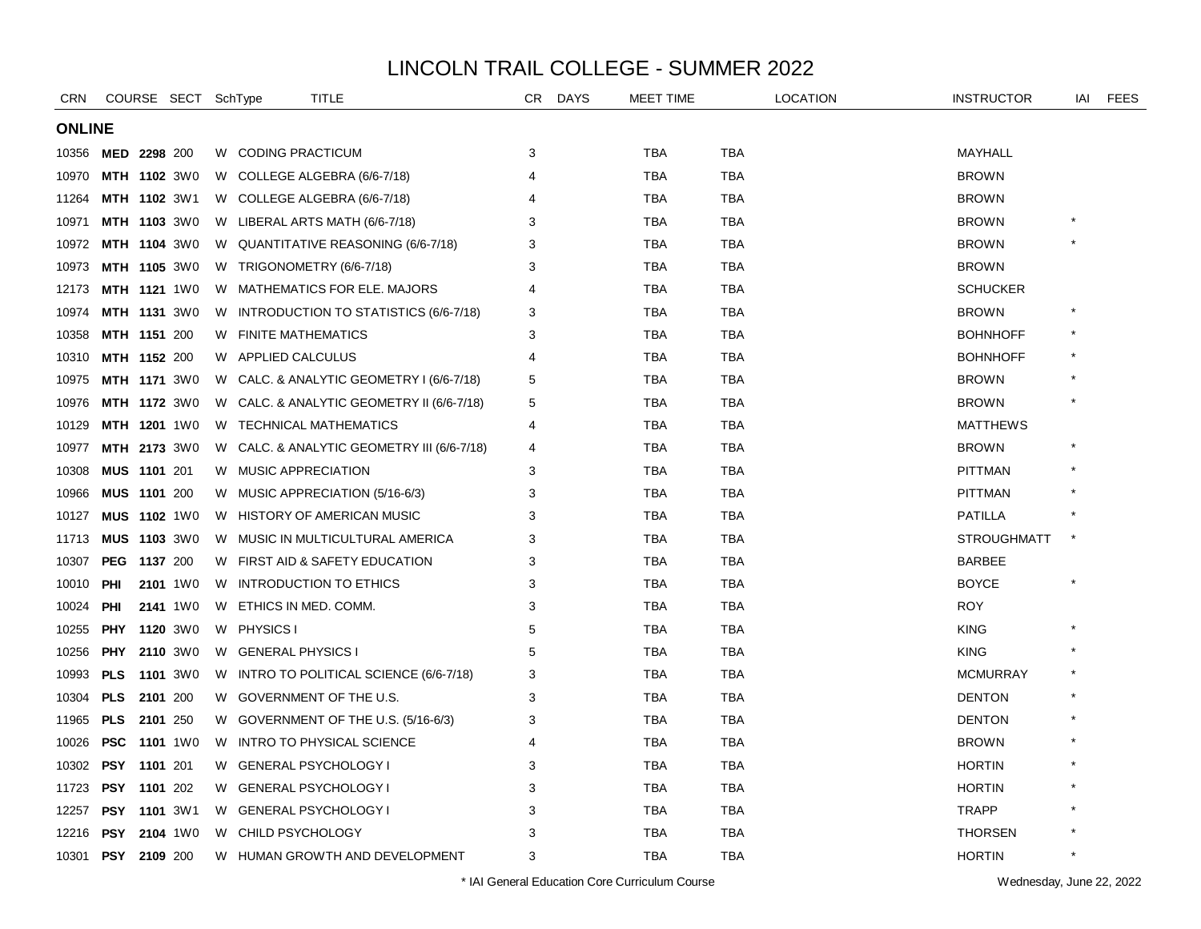# LINCOLN TRAIL COLLEGE - SUMMER 2022

## ONLINE

| CRN | COURSE | SECT | SchType | TITLE | CR | DAYS | MEET TIME | LOCATION | INSTRUCTOR | IAI | FEES |
|---|---|---|---|---|---|---|---|---|---|---|---|
| 10356 | **MED 2298** | 200 | W | CODING PRACTICUM | 3 | | TBA | TBA | MAYHALL | | |
| 10970 | **MTH 1102** | 3W0 | W | COLLEGE ALGEBRA (6/6-7/18) | 4 | | TBA | TBA | BROWN | | |
| 11264 | **MTH 1102** | 3W1 | W | COLLEGE ALGEBRA (6/6-7/18) | 4 | | TBA | TBA | BROWN | | |
| 10971 | **MTH 1103** | 3W0 | W | LIBERAL ARTS MATH (6/6-7/18) | 3 | | TBA | TBA | BROWN | * | |
| 10972 | **MTH 1104** | 3W0 | W | QUANTITATIVE REASONING (6/6-7/18) | 3 | | TBA | TBA | BROWN | * | |
| 10973 | **MTH 1105** | 3W0 | W | TRIGONOMETRY (6/6-7/18) | 3 | | TBA | TBA | BROWN | | |
| 12173 | **MTH 1121** | 1W0 | W | MATHEMATICS FOR ELE. MAJORS | 4 | | TBA | TBA | SCHUCKER | | |
| 10974 | **MTH 1131** | 3W0 | W | INTRODUCTION TO STATISTICS (6/6-7/18) | 3 | | TBA | TBA | BROWN | * | |
| 10358 | **MTH 1151** | 200 | W | FINITE MATHEMATICS | 3 | | TBA | TBA | BOHNHOFF | * | |
| 10310 | **MTH 1152** | 200 | W | APPLIED CALCULUS | 4 | | TBA | TBA | BOHNHOFF | * | |
| 10975 | **MTH 1171** | 3W0 | W | CALC. & ANALYTIC GEOMETRY I (6/6-7/18) | 5 | | TBA | TBA | BROWN | * | |
| 10976 | **MTH 1172** | 3W0 | W | CALC. & ANALYTIC GEOMETRY II (6/6-7/18) | 5 | | TBA | TBA | BROWN | * | |
| 10129 | **MTH 1201** | 1W0 | W | TECHNICAL MATHEMATICS | 4 | | TBA | TBA | MATTHEWS | | |
| 10977 | **MTH 2173** | 3W0 | W | CALC. & ANALYTIC GEOMETRY III (6/6-7/18) | 4 | | TBA | TBA | BROWN | * | |
| 10308 | **MUS 1101** | 201 | W | MUSIC APPRECIATION | 3 | | TBA | TBA | PITTMAN | * | |
| 10966 | **MUS 1101** | 200 | W | MUSIC APPRECIATION (5/16-6/3) | 3 | | TBA | TBA | PITTMAN | * | |
| 10127 | **MUS 1102** | 1W0 | W | HISTORY OF AMERICAN MUSIC | 3 | | TBA | TBA | PATILLA | * | |
| 11713 | **MUS 1103** | 3W0 | W | MUSIC IN MULTICULTURAL AMERICA | 3 | | TBA | TBA | STROUGHMATT | * | |
| 10307 | **PEG 1137** | 200 | W | FIRST AID & SAFETY EDUCATION | 3 | | TBA | TBA | BARBEE | | |
| 10010 | **PHI 2101** | 1W0 | W | INTRODUCTION TO ETHICS | 3 | | TBA | TBA | BOYCE | * | |
| 10024 | **PHI 2141** | 1W0 | W | ETHICS IN MED. COMM. | 3 | | TBA | TBA | ROY | | |
| 10255 | **PHY 1120** | 3W0 | W | PHYSICS I | 5 | | TBA | TBA | KING | * | |
| 10256 | **PHY 2110** | 3W0 | W | GENERAL PHYSICS I | 5 | | TBA | TBA | KING | * | |
| 10993 | **PLS 1101** | 3W0 | W | INTRO TO POLITICAL SCIENCE (6/6-7/18) | 3 | | TBA | TBA | MCMURRAY | * | |
| 10304 | **PLS 2101** | 200 | W | GOVERNMENT OF THE U.S. | 3 | | TBA | TBA | DENTON | * | |
| 11965 | **PLS 2101** | 250 | W | GOVERNMENT OF THE U.S. (5/16-6/3) | 3 | | TBA | TBA | DENTON | * | |
| 10026 | **PSC 1101** | 1W0 | W | INTRO TO PHYSICAL SCIENCE | 4 | | TBA | TBA | BROWN | * | |
| 10302 | **PSY 1101** | 201 | W | GENERAL PSYCHOLOGY I | 3 | | TBA | TBA | HORTIN | * | |
| 11723 | **PSY 1101** | 202 | W | GENERAL PSYCHOLOGY I | 3 | | TBA | TBA | HORTIN | * | |
| 12257 | **PSY 1101** | 3W1 | W | GENERAL PSYCHOLOGY I | 3 | | TBA | TBA | TRAPP | * | |
| 12216 | **PSY 2104** | 1W0 | W | CHILD PSYCHOLOGY | 3 | | TBA | TBA | THORSEN | * | |
| 10301 | **PSY 2109** | 200 | W | HUMAN GROWTH AND DEVELOPMENT | 3 | | TBA | TBA | HORTIN | * | |

* IAI General Education Core Curriculum Course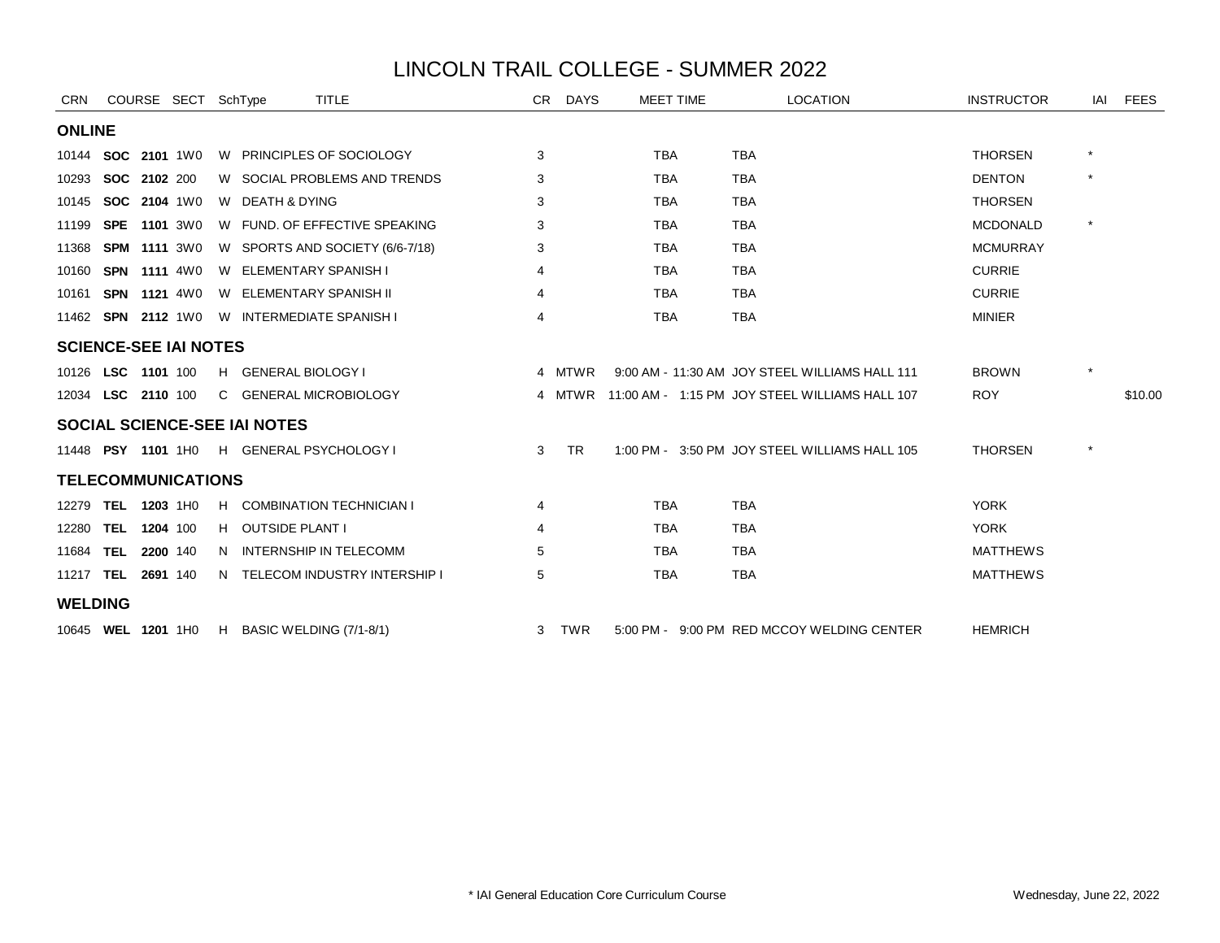# LINCOLN TRAIL COLLEGE - SUMMER 2022

| CRN | COURSE | | SECT | SchType | TITLE | CR | DAYS | MEET TIME | LOCATION | INSTRUCTOR | IAI | FEES |
|---|---|---|---|---|---|---|---|---|---|---|---|---|
| **ONLINE** | | | | | | | | | | | | |
| 10144 | **SOC** | **2101** | 1W0 | W | PRINCIPLES OF SOCIOLOGY | 3 | | TBA | TBA | THORSEN | * | |
| 10293 | **SOC** | **2102** | 200 | W | SOCIAL PROBLEMS AND TRENDS | 3 | | TBA | TBA | DENTON | * | |
| 10145 | **SOC** | **2104** | 1W0 | W | DEATH & DYING | 3 | | TBA | TBA | THORSEN | | |
| 11199 | **SPE** | **1101** | 3W0 | W | FUND. OF EFFECTIVE SPEAKING | 3 | | TBA | TBA | MCDONALD | * | |
| 11368 | **SPM** | **1111** | 3W0 | W | SPORTS AND SOCIETY (6/6-7/18) | 3 | | TBA | TBA | MCMURRAY | | |
| 10160 | **SPN** | **1111** | 4W0 | W | ELEMENTARY SPANISH I | 4 | | TBA | TBA | CURRIE | | |
| 10161 | **SPN** | **1121** | 4W0 | W | ELEMENTARY SPANISH II | 4 | | TBA | TBA | CURRIE | | |
| 11462 | **SPN** | **2112** | 1W0 | W | INTERMEDIATE SPANISH I | 4 | | TBA | TBA | MINIER | | |
| **SCIENCE-SEE IAI NOTES** | | | | | | | | | | | | |
| 10126 | **LSC** | **1101** | 100 | H | GENERAL BIOLOGY I | 4 | MTWR | 9:00 AM - 11:30 AM | JOY STEEL WILLIAMS HALL 111 | BROWN | * | |
| 12034 | **LSC** | **2110** | 100 | C | GENERAL MICROBIOLOGY | 4 | MTWR | 11:00 AM - 1:15 PM | JOY STEEL WILLIAMS HALL 107 | ROY | | $10.00 |
| **SOCIAL SCIENCE-SEE IAI NOTES** | | | | | | | | | | | | |
| 11448 | **PSY** | **1101** | 1H0 | H | GENERAL PSYCHOLOGY I | 3 | TR | 1:00 PM - 3:50 PM | JOY STEEL WILLIAMS HALL 105 | THORSEN | * | |
| **TELECOMMUNICATIONS** | | | | | | | | | | | | |
| 12279 | **TEL** | **1203** | 1H0 | H | COMBINATION TECHNICIAN I | 4 | | TBA | TBA | YORK | | |
| 12280 | **TEL** | **1204** | 100 | H | OUTSIDE PLANT I | 4 | | TBA | TBA | YORK | | |
| 11684 | **TEL** | **2200** | 140 | N | INTERNSHIP IN TELECOMM | 5 | | TBA | TBA | MATTHEWS | | |
| 11217 | **TEL** | **2691** | 140 | N | TELECOM INDUSTRY INTERSHIP I | 5 | | TBA | TBA | MATTHEWS | | |
| **WELDING** | | | | | | | | | | | | |
| 10645 | **WEL** | **1201** | 1H0 | H | BASIC WELDING (7/1-8/1) | 3 | TWR | 5:00 PM - 9:00 PM | RED MCCOY WELDING CENTER | HEMRICH | | |

\* IAI General Education Core Curriculum Course

Wednesday, June 22, 2022